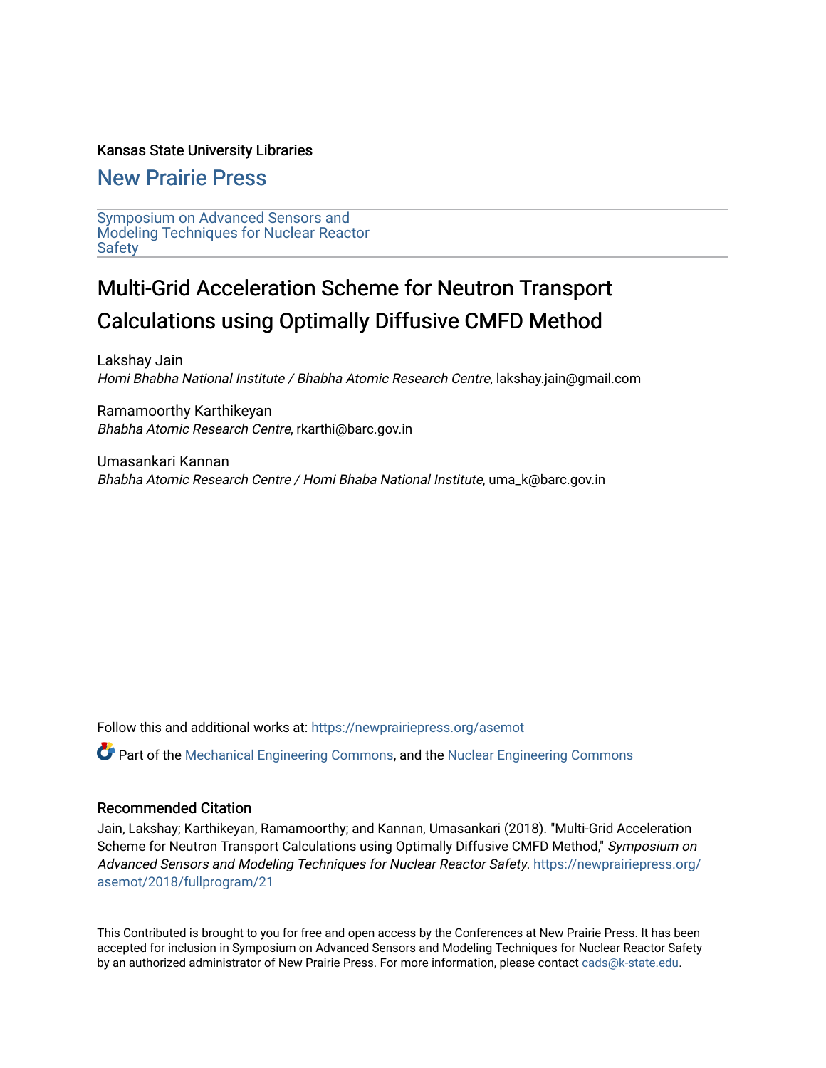Kansas State University Libraries

# New Prairie Press

Symposium on Advanced Sensors and Modeling Techniques for Nuclear Reactor Safety

# Multi-Grid Acceleration Scheme for Neutron Transport Calculations using Optimally Diffusive CMFD Method

Lakshay Jain
*Homi Bhabha National Institute / Bhabha Atomic Research Centre*, lakshay.jain@gmail.com

Ramamoorthy Karthikeyan
*Bhabha Atomic Research Centre*, rkarthi@barc.gov.in

Umasankari Kannan
*Bhabha Atomic Research Centre / Homi Bhaba National Institute*, uma_k@barc.gov.in

Follow this and additional works at: https://newprairiepress.org/asemot

Part of the Mechanical Engineering Commons, and the Nuclear Engineering Commons

## Recommended Citation

Jain, Lakshay; Karthikeyan, Ramamoorthy; and Kannan, Umasankari (2018). "Multi-Grid Acceleration Scheme for Neutron Transport Calculations using Optimally Diffusive CMFD Method," *Symposium on Advanced Sensors and Modeling Techniques for Nuclear Reactor Safety*. https://newprairiepress.org/asemot/2018/fullprogram/21

This Contributed is brought to you for free and open access by the Conferences at New Prairie Press. It has been accepted for inclusion in Symposium on Advanced Sensors and Modeling Techniques for Nuclear Reactor Safety by an authorized administrator of New Prairie Press. For more information, please contact cads@k-state.edu.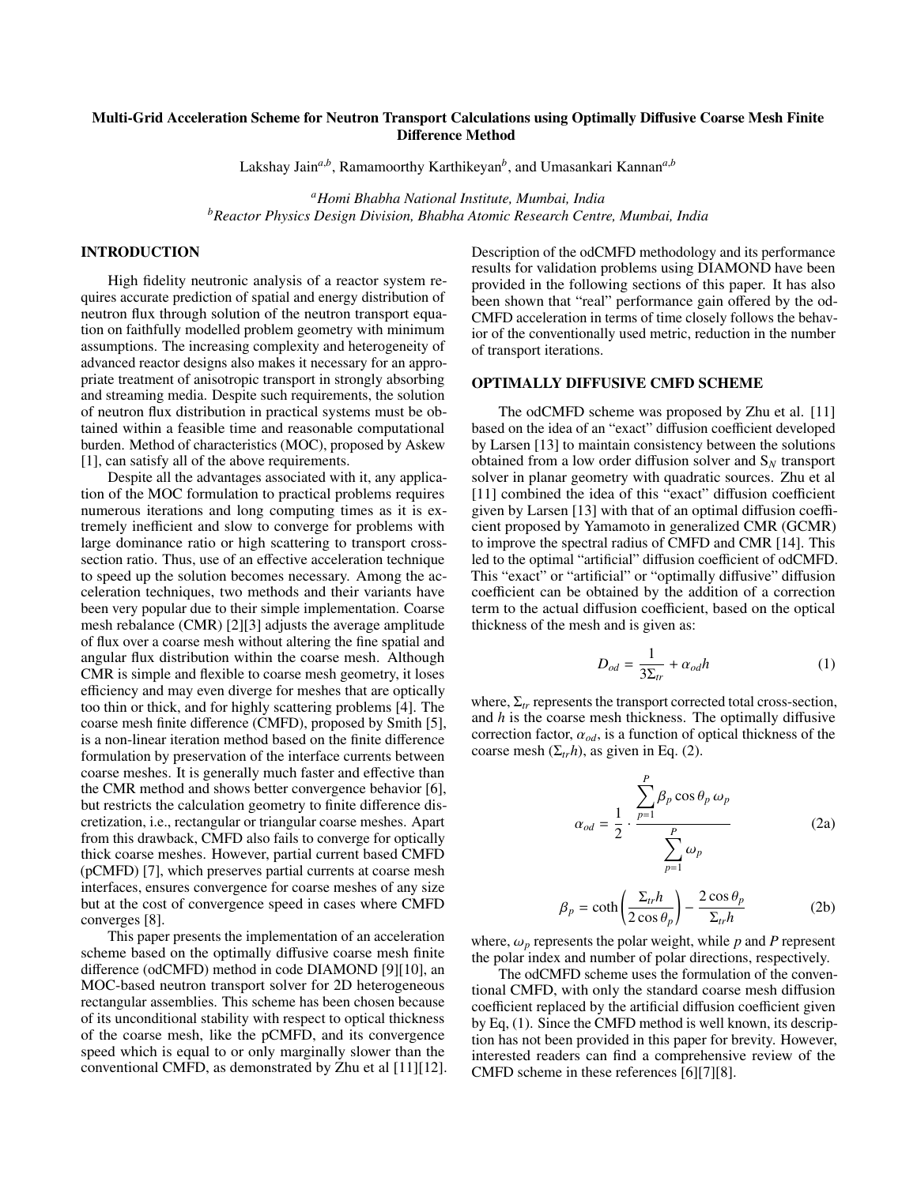# Multi-Grid Acceleration Scheme for Neutron Transport Calculations using Optimally Diffusive Coarse Mesh Finite Difference Method

Lakshay Jain[a,b], Ramamoorthy Karthikeyan[b], and Umasankari Kannan[a,b]

[a]*Homi Bhabha National Institute, Mumbai, India*
[b]*Reactor Physics Design Division, Bhabha Atomic Research Centre, Mumbai, India*

## INTRODUCTION

High fidelity neutronic analysis of a reactor system requires accurate prediction of spatial and energy distribution of neutron flux through solution of the neutron transport equation on faithfully modelled problem geometry with minimum assumptions. The increasing complexity and heterogeneity of advanced reactor designs also makes it necessary for an appropriate treatment of anisotropic transport in strongly absorbing and streaming media. Despite such requirements, the solution of neutron flux distribution in practical systems must be obtained within a feasible time and reasonable computational burden. Method of characteristics (MOC), proposed by Askew [1], can satisfy all of the above requirements.

Despite all the advantages associated with it, any application of the MOC formulation to practical problems requires numerous iterations and long computing times as it is extremely inefficient and slow to converge for problems with large dominance ratio or high scattering to transport cross-section ratio. Thus, use of an effective acceleration technique to speed up the solution becomes necessary. Among the acceleration techniques, two methods and their variants have been very popular due to their simple implementation. Coarse mesh rebalance (CMR) [2][3] adjusts the average amplitude of flux over a coarse mesh without altering the fine spatial and angular flux distribution within the coarse mesh. Although CMR is simple and flexible to coarse mesh geometry, it loses efficiency and may even diverge for meshes that are optically too thin or thick, and for highly scattering problems [4]. The coarse mesh finite difference (CMFD), proposed by Smith [5], is a non-linear iteration method based on the finite difference formulation by preservation of the interface currents between coarse meshes. It is generally much faster and effective than the CMR method and shows better convergence behavior [6], but restricts the calculation geometry to finite difference discretization, i.e., rectangular or triangular coarse meshes. Apart from this drawback, CMFD also fails to converge for optically thick coarse meshes. However, partial current based CMFD (pCMFD) [7], which preserves partial currents at coarse mesh interfaces, ensures convergence for coarse meshes of any size but at the cost of convergence speed in cases where CMFD converges [8].

This paper presents the implementation of an acceleration scheme based on the optimally diffusive coarse mesh finite difference (odCMFD) method in code DIAMOND [9][10], an MOC-based neutron transport solver for 2D heterogeneous rectangular assemblies. This scheme has been chosen because of its unconditional stability with respect to optical thickness of the coarse mesh, like the pCMFD, and its convergence speed which is equal to or only marginally slower than the conventional CMFD, as demonstrated by Zhu et al [11][12]. Description of the odCMFD methodology and its performance results for validation problems using DIAMOND have been provided in the following sections of this paper. It has also been shown that "real" performance gain offered by the odCMFD acceleration in terms of time closely follows the behavior of the conventionally used metric, reduction in the number of transport iterations.

## OPTIMALLY DIFFUSIVE CMFD SCHEME

The odCMFD scheme was proposed by Zhu et al. [11] based on the idea of an "exact" diffusion coefficient developed by Larsen [13] to maintain consistency between the solutions obtained from a low order diffusion solver and $S_N$ transport solver in planar geometry with quadratic sources. Zhu et al [11] combined the idea of this "exact" diffusion coefficient given by Larsen [13] with that of an optimal diffusion coefficient proposed by Yamamoto in generalized CMR (GCMR) to improve the spectral radius of CMFD and CMR [14]. This led to the optimal "artificial" diffusion coefficient of odCMFD. This "exact" or "artificial" or "optimally diffusive" diffusion coefficient can be obtained by the addition of a correction term to the actual diffusion coefficient, based on the optical thickness of the mesh and is given as:

$$D_{od} = \frac{1}{3\Sigma_{tr}} + \alpha_{od} h \tag{1}$$

where, $\Sigma_{tr}$ represents the transport corrected total cross-section, and $h$ is the coarse mesh thickness. The optimally diffusive correction factor, $\alpha_{od}$, is a function of optical thickness of the coarse mesh ($\Sigma_{tr} h$), as given in Eq. (2).

$$\alpha_{od} = \frac{1}{2} \cdot \frac{\sum_{p=1}^{P} \beta_p \cos\theta_p \, \omega_p}{\sum_{p=1}^{P} \omega_p} \tag{2a}$$

$$\beta_p = \coth\left(\frac{\Sigma_{tr} h}{2\cos\theta_p}\right) - \frac{2\cos\theta_p}{\Sigma_{tr} h} \tag{2b}$$

where, $\omega_p$ represents the polar weight, while $p$ and $P$ represent the polar index and number of polar directions, respectively.

The odCMFD scheme uses the formulation of the conventional CMFD, with only the standard coarse mesh diffusion coefficient replaced by the artificial diffusion coefficient given by Eq, (1). Since the CMFD method is well known, its description has not been provided in this paper for brevity. However, interested readers can find a comprehensive review of the CMFD scheme in these references [6][7][8].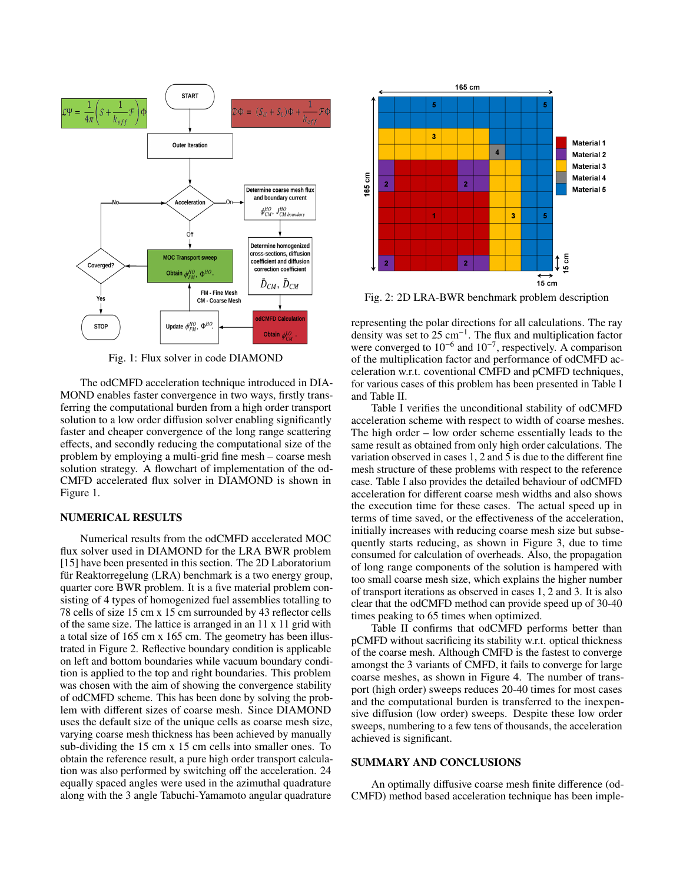START

$\mathcal{L}\Psi = \frac{1}{4\pi}\left(S + \frac{1}{k_{eff}}\mathcal{F}\right)\Phi$

$\mathcal{D}\Phi = (S_U + S_L)\Phi + \frac{1}{k_{eff}}\mathcal{F}\Phi$

Outer Iteration

Acceleration

No

On

Off

Determine coarse mesh flux and boundary current

$\phi_{CM}^{HO}, J_{CM\ boundary}^{HO}$

Converged?

MOC Transport sweep

Obtain $\phi_{FM}^{HO}, \Phi^{HO}$.

Determine homogenized cross-sections, diffusion coefficient and diffusion correction coefficient

$\tilde{D}_{CM}, \hat{D}_{CM}$

Yes

FM - Fine Mesh

CM - Coarse Mesh

STOP

Update $\phi_{FM}^{HO}, \Phi^{HO}$.

odCMFD Calculation

Obtain $\phi_{CM}^{LO}$.

Fig. 1: Flux solver in code DIAMOND

The odCMFD acceleration technique introduced in DIAMOND enables faster convergence in two ways, firstly transferring the computational burden from a high order transport solution to a low order diffusion solver enabling significantly faster and cheaper convergence of the long range scattering effects, and secondly reducing the computational size of the problem by employing a multi-grid fine mesh – coarse mesh solution strategy. A flowchart of implementation of the odCMFD accelerated flux solver in DIAMOND is shown in Figure 1.

## NUMERICAL RESULTS

Numerical results from the odCMFD accelerated MOC flux solver used in DIAMOND for the LRA BWR problem [15] have been presented in this section. The 2D Laboratorium für Reaktorregelung (LRA) benchmark is a two energy group, quarter core BWR problem. It is a five material problem consisting of 4 types of homogenized fuel assemblies totalling to 78 cells of size 15 cm x 15 cm surrounded by 43 reflector cells of the same size. The lattice is arranged in an 11 x 11 grid with a total size of 165 cm x 165 cm. The geometry has been illustrated in Figure 2. Reflective boundary condition is applicable on left and bottom boundaries while vacuum boundary condition is applied to the top and right boundaries. This problem was chosen with the aim of showing the convergence stability of odCMFD scheme. This has been done by solving the problem with different sizes of coarse mesh. Since DIAMOND uses the default size of the unique cells as coarse mesh size, varying coarse mesh thickness has been achieved by manually sub-dividing the 15 cm x 15 cm cells into smaller ones. To obtain the reference result, a pure high order transport calculation was also performed by switching off the acceleration. 24 equally spaced angles were used in the azimuthal quadrature along with the 3 angle Tabuchi-Yamamoto angular quadrature

165 cm

165 cm

5 5 3 4 2 2 1 3 5 2 2

15 cm

15 cm

Material 1

Material 2

Material 3

Material 4

Material 5

Fig. 2: 2D LRA-BWR benchmark problem description

representing the polar directions for all calculations. The ray density was set to 25 cm$^{-1}$. The flux and multiplication factor were converged to $10^{-6}$ and $10^{-7}$, respectively. A comparison of the multiplication factor and performance of odCMFD acceleration w.r.t. coventional CMFD and pCMFD techniques, for various cases of this problem has been presented in Table I and Table II.

Table I verifies the unconditional stability of odCMFD acceleration scheme with respect to width of coarse meshes. The high order – low order scheme essentially leads to the same result as obtained from only high order calculations. The variation observed in cases 1, 2 and 5 is due to the different fine mesh structure of these problems with respect to the reference case. Table I also provides the detailed behaviour of odCMFD acceleration for different coarse mesh widths and also shows the execution time for these cases. The actual speed up in terms of time saved, or the effectiveness of the acceleration, initially increases with reducing coarse mesh size but subsequently starts reducing, as shown in Figure 3, due to time consumed for calculation of overheads. Also, the propagation of long range components of the solution is hampered with too small coarse mesh size, which explains the higher number of transport iterations as observed in cases 1, 2 and 3. It is also clear that the odCMFD method can provide speed up of 30-40 times peaking to 65 times when optimized.

Table II confirms that odCMFD performs better than pCMFD without sacrificing its stability w.r.t. optical thickness of the coarse mesh. Although CMFD is the fastest to converge amongst the 3 variants of CMFD, it fails to converge for large coarse meshes, as shown in Figure 4. The number of transport (high order) sweeps reduces 20-40 times for most cases and the computational burden is transferred to the inexpensive diffusion (low order) sweeps. Despite these low order sweeps, numbering to a few tens of thousands, the acceleration achieved is significant.

## SUMMARY AND CONCLUSIONS

An optimally diffusive coarse mesh finite difference (odCMFD) method based acceleration technique has been imple-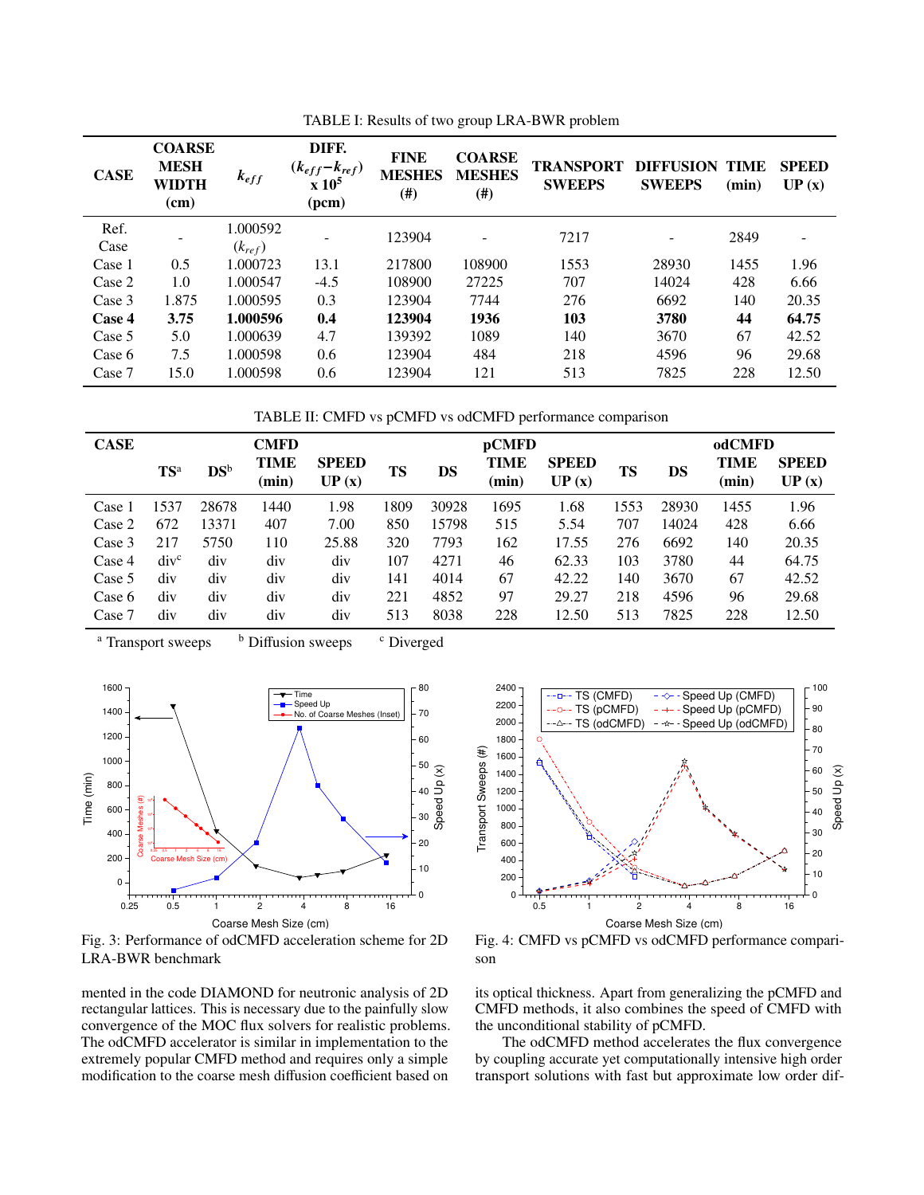TABLE I: Results of two group LRA-BWR problem

| CASE | COARSE MESH WIDTH (cm) | $k_{eff}$ | DIFF. $(k_{eff}-k_{ref})$ x $10^5$ (pcm) | FINE MESHES (#) | COARSE MESHES (#) | TRANSPORT SWEEPS | DIFFUSION SWEEPS | TIME (min) | SPEED UP (x) |
|---|---|---|---|---|---|---|---|---|---|
| Ref. Case | - | 1.000592 ($k_{ref}$) | - | 123904 | - | 7217 | - | 2849 | - |
| Case 1 | 0.5 | 1.000723 | 13.1 | 217800 | 108900 | 1553 | 28930 | 1455 | 1.96 |
| Case 2 | 1.0 | 1.000547 | -4.5 | 108900 | 27225 | 707 | 14024 | 428 | 6.66 |
| Case 3 | 1.875 | 1.000595 | 0.3 | 123904 | 7744 | 276 | 6692 | 140 | 20.35 |
| **Case 4** | **3.75** | **1.000596** | **0.4** | **123904** | **1936** | **103** | **3780** | **44** | **64.75** |
| Case 5 | 5.0 | 1.000639 | 4.7 | 139392 | 1089 | 140 | 3670 | 67 | 42.52 |
| Case 6 | 7.5 | 1.000598 | 0.6 | 123904 | 484 | 218 | 4596 | 96 | 29.68 |
| Case 7 | 15.0 | 1.000598 | 0.6 | 123904 | 121 | 513 | 7825 | 228 | 12.50 |

TABLE II: CMFD vs pCMFD vs odCMFD performance comparison

| CASE | CMFD | | | | pCMFD | | | | odCMFD | | | |
|---|---|---|---|---|---|---|---|---|---|---|---|---|
| | TS[a] | DS[b] | TIME (min) | SPEED UP (x) | TS | DS | TIME (min) | SPEED UP (x) | TS | DS | TIME (min) | SPEED UP (x) |
| Case 1 | 1537 | 28678 | 1440 | 1.98 | 1809 | 30928 | 1695 | 1.68 | 1553 | 28930 | 1455 | 1.96 |
| Case 2 | 672 | 13371 | 407 | 7.00 | 850 | 15798 | 515 | 5.54 | 707 | 14024 | 428 | 6.66 |
| Case 3 | 217 | 5750 | 110 | 25.88 | 320 | 7793 | 162 | 17.55 | 276 | 6692 | 140 | 20.35 |
| Case 4 | div[c] | div | div | div | 107 | 4271 | 46 | 62.33 | 103 | 3780 | 44 | 64.75 |
| Case 5 | div | div | div | div | 141 | 4014 | 67 | 42.22 | 140 | 3670 | 67 | 42.52 |
| Case 6 | div | div | div | div | 221 | 4852 | 97 | 29.27 | 218 | 4596 | 96 | 29.68 |
| Case 7 | div | div | div | div | 513 | 8038 | 228 | 12.50 | 513 | 7825 | 228 | 12.50 |

[a] Transport sweeps [b] Diffusion sweeps [c] Diverged

Time (min)
Speed Up (x)
Coarse Mesh Size (cm)
Time
Speed Up
No. of Coarse Meshes (Inset)
Coarse Meshes (#)
Coarse Mesh Size (cm)
0.25 0.5 1 2 4 8 16

Fig. 3: Performance of odCMFD acceleration scheme for 2D LRA-BWR benchmark

Transport Sweeps (#)
Speed Up (x)
Coarse Mesh Size (cm)
TS (CMFD)
TS (pCMFD)
TS (odCMFD)
Speed Up (CMFD)
Speed Up (pCMFD)
Speed Up (odCMFD)
0.5 1 2 4 8 16

Fig. 4: CMFD vs pCMFD vs odCMFD performance comparison

mented in the code DIAMOND for neutronic analysis of 2D rectangular lattices. This is necessary due to the painfully slow convergence of the MOC flux solvers for realistic problems. The odCMFD accelerator is similar in implementation to the extremely popular CMFD method and requires only a simple modification to the coarse mesh diffusion coefficient based on its optical thickness. Apart from generalizing the pCMFD and CMFD methods, it also combines the speed of CMFD with the unconditional stability of pCMFD.

The odCMFD method accelerates the flux convergence by coupling accurate yet computationally intensive high order transport solutions with fast but approximate low order dif-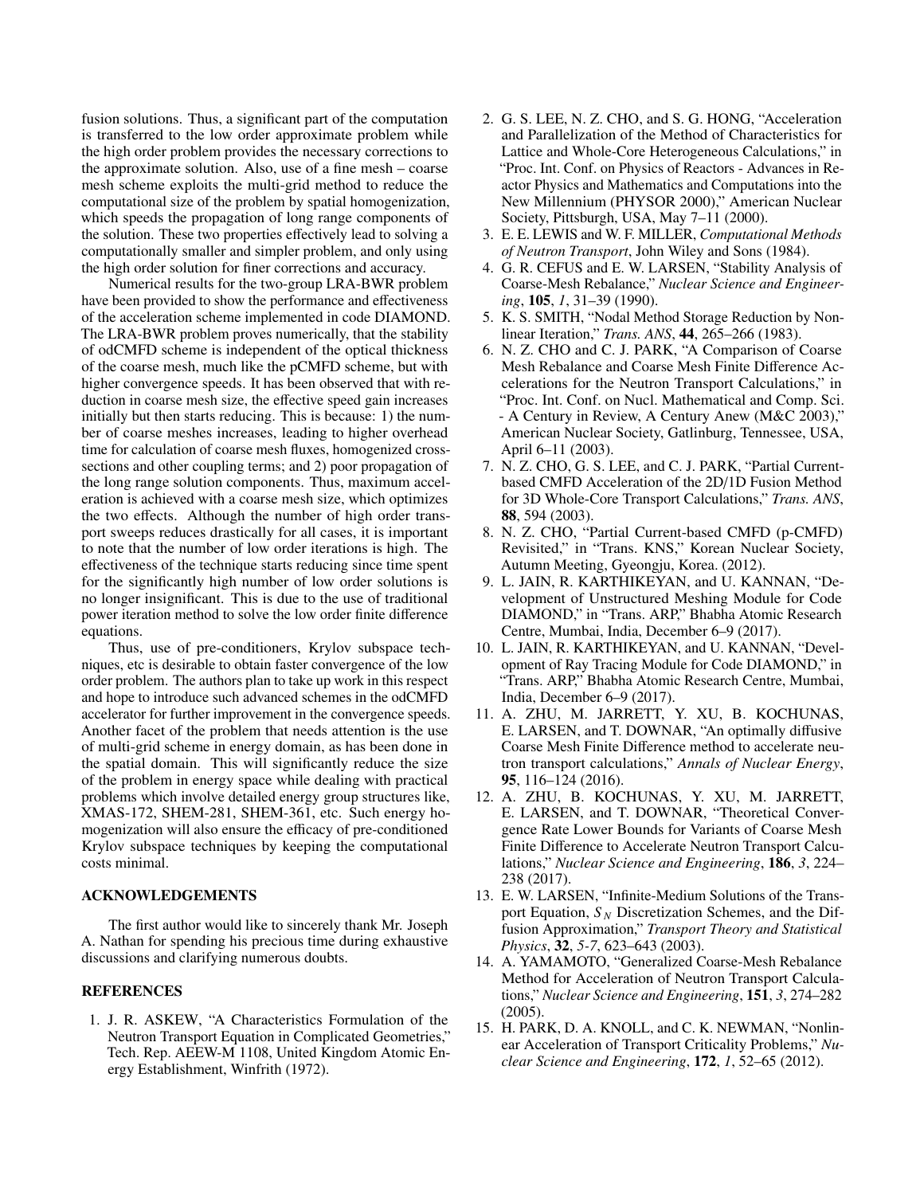fusion solutions. Thus, a significant part of the computation is transferred to the low order approximate problem while the high order problem provides the necessary corrections to the approximate solution. Also, use of a fine mesh – coarse mesh scheme exploits the multi-grid method to reduce the computational size of the problem by spatial homogenization, which speeds the propagation of long range components of the solution. These two properties effectively lead to solving a computationally smaller and simpler problem, and only using the high order solution for finer corrections and accuracy.

Numerical results for the two-group LRA-BWR problem have been provided to show the performance and effectiveness of the acceleration scheme implemented in code DIAMOND. The LRA-BWR problem proves numerically, that the stability of odCMFD scheme is independent of the optical thickness of the coarse mesh, much like the pCMFD scheme, but with higher convergence speeds. It has been observed that with reduction in coarse mesh size, the effective speed gain increases initially but then starts reducing. This is because: 1) the number of coarse meshes increases, leading to higher overhead time for calculation of coarse mesh fluxes, homogenized crosssections and other coupling terms; and 2) poor propagation of the long range solution components. Thus, maximum acceleration is achieved with a coarse mesh size, which optimizes the two effects. Although the number of high order transport sweeps reduces drastically for all cases, it is important to note that the number of low order iterations is high. The effectiveness of the technique starts reducing since time spent for the significantly high number of low order solutions is no longer insignificant. This is due to the use of traditional power iteration method to solve the low order finite difference equations.

Thus, use of pre-conditioners, Krylov subspace techniques, etc is desirable to obtain faster convergence of the low order problem. The authors plan to take up work in this respect and hope to introduce such advanced schemes in the odCMFD accelerator for further improvement in the convergence speeds. Another facet of the problem that needs attention is the use of multi-grid scheme in energy domain, as has been done in the spatial domain. This will significantly reduce the size of the problem in energy space while dealing with practical problems which involve detailed energy group structures like, XMAS-172, SHEM-281, SHEM-361, etc. Such energy homogenization will also ensure the efficacy of pre-conditioned Krylov subspace techniques by keeping the computational costs minimal.

## ACKNOWLEDGEMENTS

The first author would like to sincerely thank Mr. Joseph A. Nathan for spending his precious time during exhaustive discussions and clarifying numerous doubts.

## REFERENCES

1. J. R. ASKEW, "A Characteristics Formulation of the Neutron Transport Equation in Complicated Geometries," Tech. Rep. AEEW-M 1108, United Kingdom Atomic Energy Establishment, Winfrith (1972).
2. G. S. LEE, N. Z. CHO, and S. G. HONG, "Acceleration and Parallelization of the Method of Characteristics for Lattice and Whole-Core Heterogeneous Calculations," in "Proc. Int. Conf. on Physics of Reactors - Advances in Reactor Physics and Mathematics and Computations into the New Millennium (PHYSOR 2000)," American Nuclear Society, Pittsburgh, USA, May 7–11 (2000).
3. E. E. LEWIS and W. F. MILLER, *Computational Methods of Neutron Transport*, John Wiley and Sons (1984).
4. G. R. CEFUS and E. W. LARSEN, "Stability Analysis of Coarse-Mesh Rebalance," *Nuclear Science and Engineering*, **105**, *1*, 31–39 (1990).
5. K. S. SMITH, "Nodal Method Storage Reduction by Nonlinear Iteration," *Trans. ANS*, **44**, 265–266 (1983).
6. N. Z. CHO and C. J. PARK, "A Comparison of Coarse Mesh Rebalance and Coarse Mesh Finite Difference Accelerations for the Neutron Transport Calculations," in "Proc. Int. Conf. on Nucl. Mathematical and Comp. Sci. - A Century in Review, A Century Anew (M&C 2003)," American Nuclear Society, Gatlinburg, Tennessee, USA, April 6–11 (2003).
7. N. Z. CHO, G. S. LEE, and C. J. PARK, "Partial Current-based CMFD Acceleration of the 2D/1D Fusion Method for 3D Whole-Core Transport Calculations," *Trans. ANS*, **88**, 594 (2003).
8. N. Z. CHO, "Partial Current-based CMFD (p-CMFD) Revisited," in "Trans. KNS," Korean Nuclear Society, Autumn Meeting, Gyeongju, Korea. (2012).
9. L. JAIN, R. KARTHIKEYAN, and U. KANNAN, "Development of Unstructured Meshing Module for Code DIAMOND," in "Trans. ARP," Bhabha Atomic Research Centre, Mumbai, India, December 6–9 (2017).
10. L. JAIN, R. KARTHIKEYAN, and U. KANNAN, "Development of Ray Tracing Module for Code DIAMOND," in "Trans. ARP," Bhabha Atomic Research Centre, Mumbai, India, December 6–9 (2017).
11. A. ZHU, M. JARRETT, Y. XU, B. KOCHUNAS, E. LARSEN, and T. DOWNAR, "An optimally diffusive Coarse Mesh Finite Difference method to accelerate neutron transport calculations," *Annals of Nuclear Energy*, **95**, 116–124 (2016).
12. A. ZHU, B. KOCHUNAS, Y. XU, M. JARRETT, E. LARSEN, and T. DOWNAR, "Theoretical Convergence Rate Lower Bounds for Variants of Coarse Mesh Finite Difference to Accelerate Neutron Transport Calculations," *Nuclear Science and Engineering*, **186**, *3*, 224–238 (2017).
13. E. W. LARSEN, "Infinite-Medium Solutions of the Transport Equation, $S_N$ Discretization Schemes, and the Diffusion Approximation," *Transport Theory and Statistical Physics*, **32**, *5-7*, 623–643 (2003).
14. A. YAMAMOTO, "Generalized Coarse-Mesh Rebalance Method for Acceleration of Neutron Transport Calculations," *Nuclear Science and Engineering*, **151**, *3*, 274–282 (2005).
15. H. PARK, D. A. KNOLL, and C. K. NEWMAN, "Nonlinear Acceleration of Transport Criticality Problems," *Nuclear Science and Engineering*, **172**, *1*, 52–65 (2012).